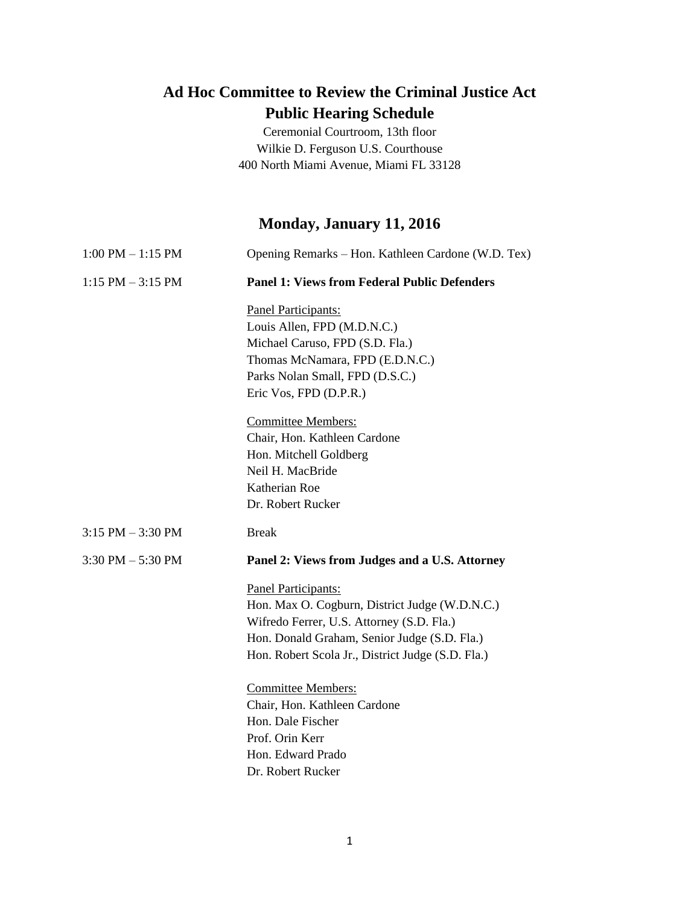# Ad Hoc Committee to Review the Criminal Justice Act
# Public Hearing Schedule

Ceremonial Courtroom, 13th floor
Wilkie D. Ferguson U.S. Courthouse
400 North Miami Avenue, Miami FL 33128

## Monday, January 11, 2016

1:00 PM – 1:15 PM — Opening Remarks – Hon. Kathleen Cardone (W.D. Tex)

1:15 PM – 3:15 PM — **Panel 1: Views from Federal Public Defenders**

Panel Participants:
Louis Allen, FPD (M.D.N.C.)
Michael Caruso, FPD (S.D. Fla.)
Thomas McNamara, FPD (E.D.N.C.)
Parks Nolan Small, FPD (D.S.C.)
Eric Vos, FPD (D.P.R.)

Committee Members:
Chair, Hon. Kathleen Cardone
Hon. Mitchell Goldberg
Neil H. MacBride
Katherian Roe
Dr. Robert Rucker

3:15 PM – 3:30 PM — Break

3:30 PM – 5:30 PM — **Panel 2: Views from Judges and a U.S. Attorney**

Panel Participants:
Hon. Max O. Cogburn, District Judge (W.D.N.C.)
Wifredo Ferrer, U.S. Attorney (S.D. Fla.)
Hon. Donald Graham, Senior Judge (S.D. Fla.)
Hon. Robert Scola Jr., District Judge (S.D. Fla.)

Committee Members:
Chair, Hon. Kathleen Cardone
Hon. Dale Fischer
Prof. Orin Kerr
Hon. Edward Prado
Dr. Robert Rucker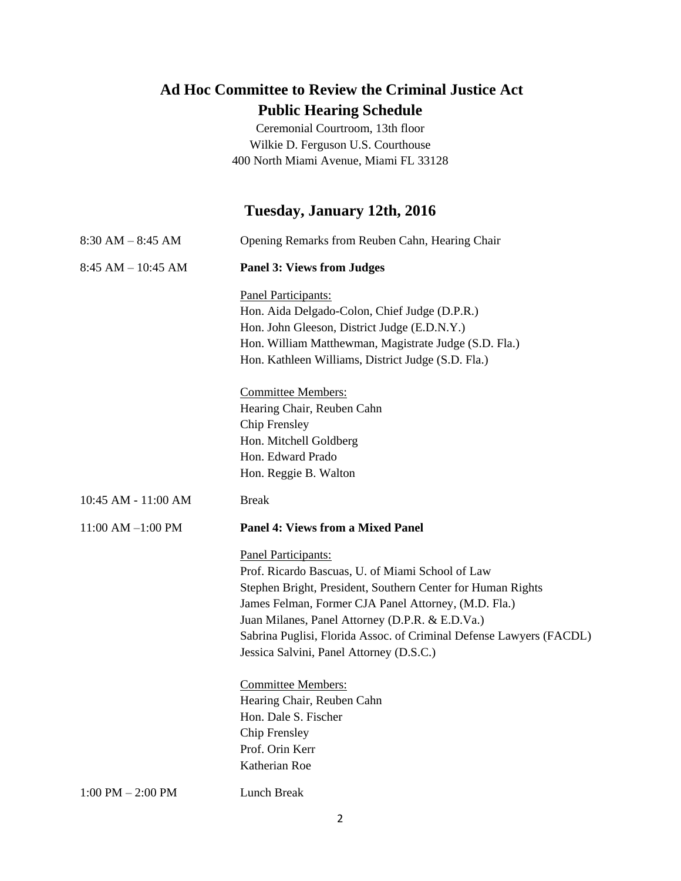# Ad Hoc Committee to Review the Criminal Justice Act

# Public Hearing Schedule

Ceremonial Courtroom, 13th floor
Wilkie D. Ferguson U.S. Courthouse
400 North Miami Avenue, Miami FL 33128

## Tuesday, January 12th, 2016

8:30 AM – 8:45 AM — Opening Remarks from Reuben Cahn, Hearing Chair

8:45 AM – 10:45 AM — **Panel 3: Views from Judges**

Panel Participants:
Hon. Aida Delgado-Colon, Chief Judge (D.P.R.)
Hon. John Gleeson, District Judge (E.D.N.Y.)
Hon. William Matthewman, Magistrate Judge (S.D. Fla.)
Hon. Kathleen Williams, District Judge (S.D. Fla.)

Committee Members:
Hearing Chair, Reuben Cahn
Chip Frensley
Hon. Mitchell Goldberg
Hon. Edward Prado
Hon. Reggie B. Walton

10:45 AM - 11:00 AM — Break

11:00 AM –1:00 PM — **Panel 4: Views from a Mixed Panel**

Panel Participants:
Prof. Ricardo Bascuas, U. of Miami School of Law
Stephen Bright, President, Southern Center for Human Rights
James Felman, Former CJA Panel Attorney, (M.D. Fla.)
Juan Milanes, Panel Attorney (D.P.R. & E.D.Va.)
Sabrina Puglisi, Florida Assoc. of Criminal Defense Lawyers (FACDL)
Jessica Salvini, Panel Attorney (D.S.C.)

Committee Members:
Hearing Chair, Reuben Cahn
Hon. Dale S. Fischer
Chip Frensley
Prof. Orin Kerr
Katherian Roe

1:00 PM – 2:00 PM — Lunch Break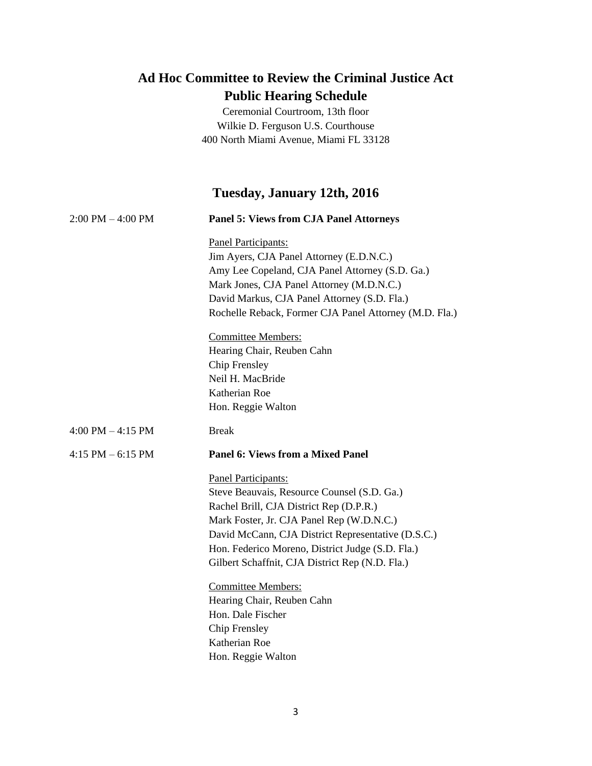# Ad Hoc Committee to Review the Criminal Justice Act
## Public Hearing Schedule

Ceremonial Courtroom, 13th floor
Wilkie D. Ferguson U.S. Courthouse
400 North Miami Avenue, Miami FL 33128

## Tuesday, January 12th, 2016

2:00 PM – 4:00 PM **Panel 5: Views from CJA Panel Attorneys**

Panel Participants:
Jim Ayers, CJA Panel Attorney (E.D.N.C.)
Amy Lee Copeland, CJA Panel Attorney (S.D. Ga.)
Mark Jones, CJA Panel Attorney (M.D.N.C.)
David Markus, CJA Panel Attorney (S.D. Fla.)
Rochelle Reback, Former CJA Panel Attorney (M.D. Fla.)

Committee Members:
Hearing Chair, Reuben Cahn
Chip Frensley
Neil H. MacBride
Katherian Roe
Hon. Reggie Walton

4:00 PM – 4:15 PM Break

4:15 PM – 6:15 PM **Panel 6: Views from a Mixed Panel**

Panel Participants:
Steve Beauvais, Resource Counsel (S.D. Ga.)
Rachel Brill, CJA District Rep (D.P.R.)
Mark Foster, Jr. CJA Panel Rep (W.D.N.C.)
David McCann, CJA District Representative (D.S.C.)
Hon. Federico Moreno, District Judge (S.D. Fla.)
Gilbert Schaffnit, CJA District Rep (N.D. Fla.)

Committee Members:
Hearing Chair, Reuben Cahn
Hon. Dale Fischer
Chip Frensley
Katherian Roe
Hon. Reggie Walton